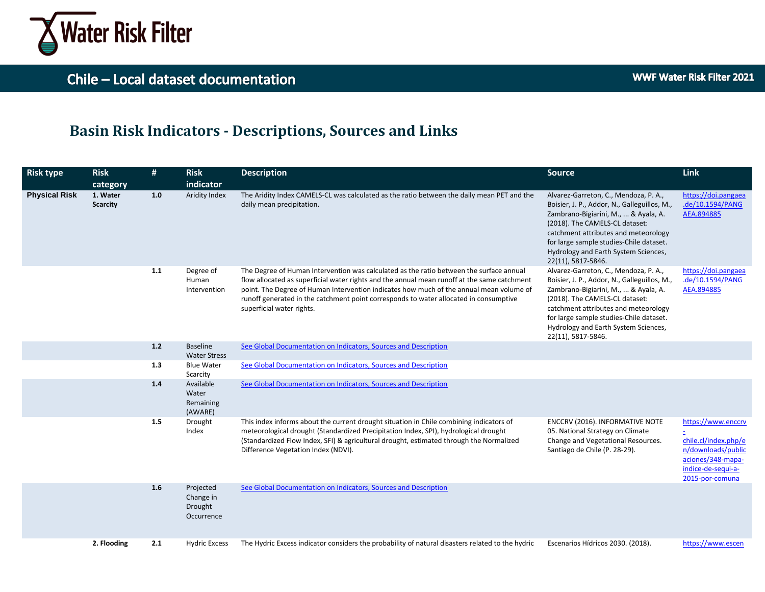# Water Risk Filter

## Chile – Local dataset documentation

WWF Water Risk Filter 2021

## Basin Risk Indicators - Descriptions, Sources and Links

| Risk type | Risk category | # | Risk indicator | Description | Source | Link |
|---|---|---|---|---|---|---|
| **Physical Risk** | **1. Water Scarcity** | **1.0** | Aridity Index | The Aridity Index CAMELS-CL was calculated as the ratio between the daily mean PET and the daily mean precipitation. | Alvarez-Garreton, C., Mendoza, P. A., Boisier, J. P., Addor, N., Galleguillos, M., Zambrano-Bigiarini, M., ... & Ayala, A. (2018). The CAMELS-CL dataset: catchment attributes and meteorology for large sample studies-Chile dataset. Hydrology and Earth System Sciences, 22(11), 5817-5846. | https://doi.pangaea.de/10.1594/PANGAEA.894885 |
| | | **1.1** | Degree of Human Intervention | The Degree of Human Intervention was calculated as the ratio between the surface annual flow allocated as superficial water rights and the annual mean runoff at the same catchment point. The Degree of Human Intervention indicates how much of the annual mean volume of runoff generated in the catchment point corresponds to water allocated in consumptive superficial water rights. | Alvarez-Garreton, C., Mendoza, P. A., Boisier, J. P., Addor, N., Galleguillos, M., Zambrano-Bigiarini, M., ... & Ayala, A. (2018). The CAMELS-CL dataset: catchment attributes and meteorology for large sample studies-Chile dataset. Hydrology and Earth System Sciences, 22(11), 5817-5846. | https://doi.pangaea.de/10.1594/PANGAEA.894885 |
| | | **1.2** | Baseline Water Stress | See Global Documentation on Indicators, Sources and Description | | |
| | | **1.3** | Blue Water Scarcity | See Global Documentation on Indicators, Sources and Description | | |
| | | **1.4** | Available Water Remaining (AWARE) | See Global Documentation on Indicators, Sources and Description | | |
| | | **1.5** | Drought Index | This index informs about the current drought situation in Chile combining indicators of meteorological drought (Standardized Precipitation Index, SPI), hydrological drought (Standardized Flow Index, SFI) & agricultural drought, estimated through the Normalized Difference Vegetation Index (NDVI). | ENCCRV (2016). INFORMATIVE NOTE 05. National Strategy on Climate Change and Vegetational Resources. Santiago de Chile (P. 28-29). | https://www.enccrv-chile.cl/index.php/en/downloads/publicaciones/348-mapa-indice-de-sequi-a-2015-por-comuna |
| | | **1.6** | Projected Change in Drought Occurrence | See Global Documentation on Indicators, Sources and Description | | |
| | **2. Flooding** | **2.1** | Hydric Excess | The Hydric Excess indicator considers the probability of natural disasters related to the hydric | Escenarios Hídricos 2030. (2018). | https://www.escen |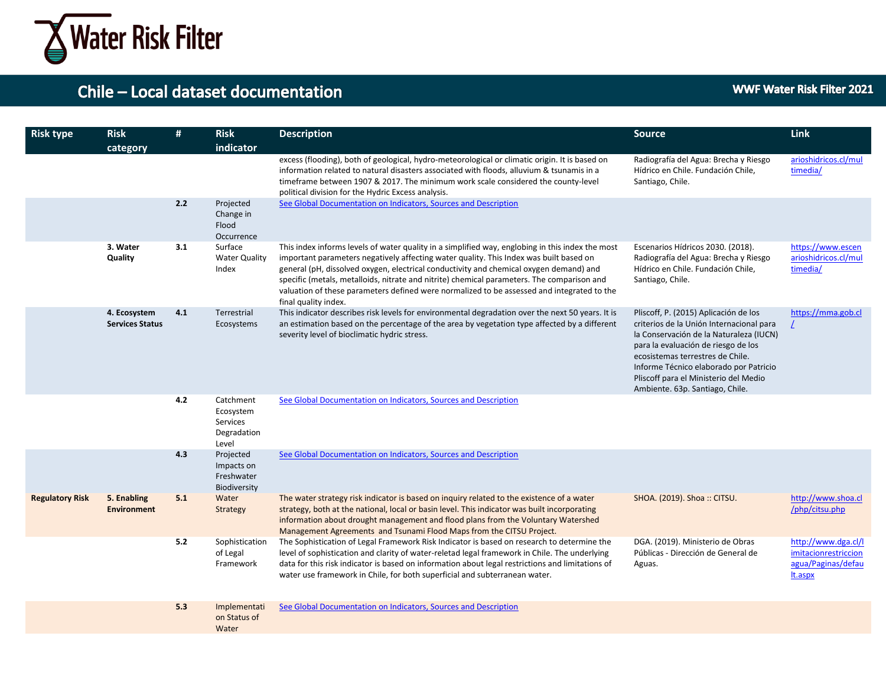# Chile – Local dataset documentation

WWF Water Risk Filter 2021

| Risk type | Risk category | # | Risk indicator | Description | Source | Link |
|---|---|---|---|---|---|---|
| | | | | excess (flooding), both of geological, hydro-meteorological or climatic origin. It is based on information related to natural disasters associated with floods, alluvium & tsunamis in a timeframe between 1907 & 2017. The minimum work scale considered the county-level political division for the Hydric Excess analysis. | Radiografía del Agua: Brecha y Riesgo Hídrico en Chile. Fundación Chile, Santiago, Chile. | arioshidricos.cl/multimedia/ |
| | | 2.2 | Projected Change in Flood Occurrence | See Global Documentation on Indicators, Sources and Description | | |
| | 3. Water Quality | 3.1 | Surface Water Quality Index | This index informs levels of water quality in a simplified way, englobing in this index the most important parameters negatively affecting water quality. This Index was built based on general (pH, dissolved oxygen, electrical conductivity and chemical oxygen demand) and specific (metals, metalloids, nitrate and nitrite) chemical parameters. The comparison and valuation of these parameters defined were normalized to be assessed and integrated to the final quality index. | Escenarios Hídricos 2030. (2018). Radiografía del Agua: Brecha y Riesgo Hídrico en Chile. Fundación Chile, Santiago, Chile. | https://www.escenarioshidricos.cl/multimedia/ |
| | 4. Ecosystem Services Status | 4.1 | Terrestrial Ecosystems | This indicator describes risk levels for environmental degradation over the next 50 years. It is an estimation based on the percentage of the area by vegetation type affected by a different severity level of bioclimatic hydric stress. | Pliscoff, P. (2015) Aplicación de los criterios de la Unión Internacional para la Conservación de la Naturaleza (IUCN) para la evaluación de riesgo de los ecosistemas terrestres de Chile. Informe Técnico elaborado por Patricio Pliscoff para el Ministerio del Medio Ambiente. 63p. Santiago, Chile. | https://mma.gob.cl/ |
| | | 4.2 | Catchment Ecosystem Services Degradation Level | See Global Documentation on Indicators, Sources and Description | | |
| | | 4.3 | Projected Impacts on Freshwater Biodiversity | See Global Documentation on Indicators, Sources and Description | | |
| Regulatory Risk | 5. Enabling Environment | 5.1 | Water Strategy | The water strategy risk indicator is based on inquiry related to the existence of a water strategy, both at the national, local or basin level. This indicator was built incorporating information about drought management and flood plans from the Voluntary Watershed Management Agreements and Tsunami Flood Maps from the CITSU Project. | SHOA. (2019). Shoa :: CITSU. | http://www.shoa.cl/php/citsu.php |
| | | 5.2 | Sophistication of Legal Framework | The Sophistication of Legal Framework Risk Indicator is based on research to determine the level of sophistication and clarity of water-reletad legal framework in Chile. The underlying data for this risk indicator is based on information about legal restrictions and limitations of water use framework in Chile, for both superficial and subterranean water. | DGA. (2019). Ministerio de Obras Públicas - Dirección de General de Aguas. | http://www.dga.cl/limitacionrestriccionagua/Paginas/default.aspx |
| | | 5.3 | Implementation Status of Water | See Global Documentation on Indicators, Sources and Description | | |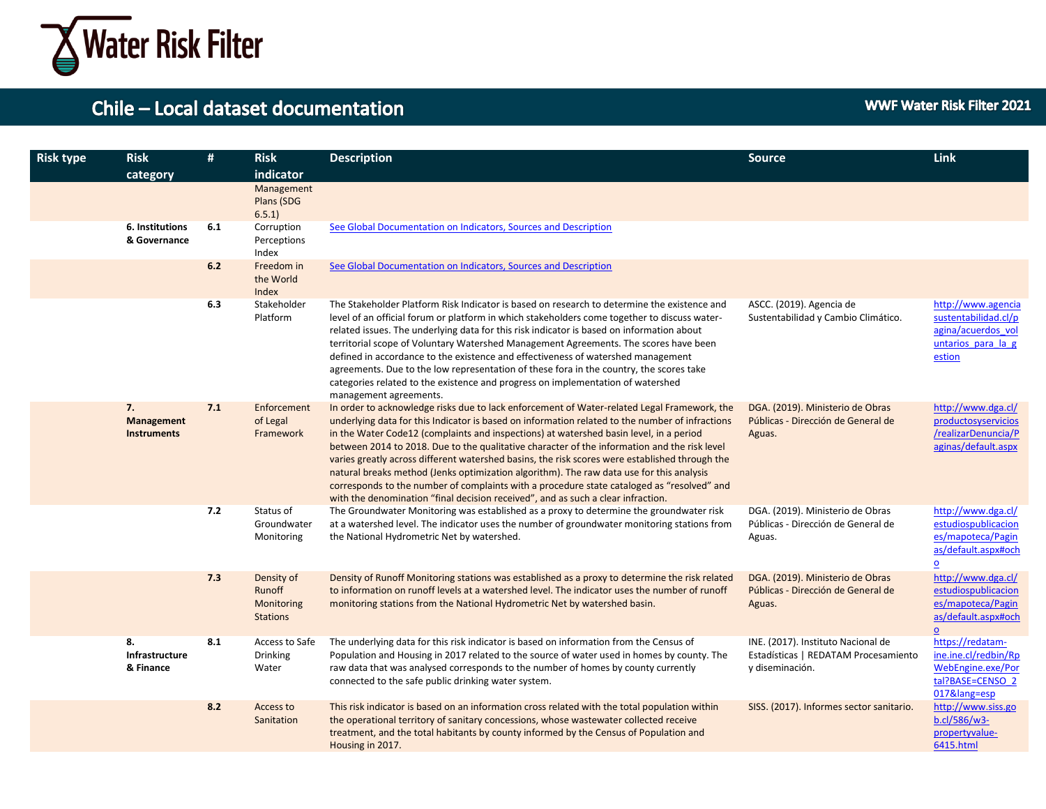| Risk type | Risk category | # | Risk indicator | Description | Source | Link |
|---|---|---|---|---|---|---|
| | | | Management Plans (SDG 6.5.1) | | | |
| | **6. Institutions & Governance** | **6.1** | Corruption Perceptions Index | See Global Documentation on Indicators, Sources and Description | | |
| | | **6.2** | Freedom in the World Index | See Global Documentation on Indicators, Sources and Description | | |
| | | **6.3** | Stakeholder Platform | The Stakeholder Platform Risk Indicator is based on research to determine the existence and level of an official forum or platform in which stakeholders come together to discuss water-related issues. The underlying data for this risk indicator is based on information about territorial scope of Voluntary Watershed Management Agreements. The scores have been defined in accordance to the existence and effectiveness of watershed management agreements. Due to the low representation of these fora in the country, the scores take categories related to the existence and progress on implementation of watershed management agreements. | ASCC. (2019). Agencia de Sustentabilidad y Cambio Climático. | http://www.agenciasustentabilidad.cl/pagina/acuerdos_voluntarios_para_la_gestion |
| | **7. Management Instruments** | **7.1** | Enforcement of Legal Framework | In order to acknowledge risks due to lack enforcement of Water-related Legal Framework, the underlying data for this Indicator is based on information related to the number of infractions in the Water Code12 (complaints and inspections) at watershed basin level, in a period between 2014 to 2018. Due to the qualitative character of the information and the risk level varies greatly across different watershed basins, the risk scores were established through the natural breaks method (Jenks optimization algorithm). The raw data use for this analysis corresponds to the number of complaints with a procedure state cataloged as "resolved" and with the denomination "final decision received", and as such a clear infraction. | DGA. (2019). Ministerio de Obras Públicas - Dirección de General de Aguas. | http://www.dga.cl/productosyservicios/realizarDenuncia/Paginas/default.aspx |
| | | **7.2** | Status of Groundwater Monitoring | The Groundwater Monitoring was established as a proxy to determine the groundwater risk at a watershed level. The indicator uses the number of groundwater monitoring stations from the National Hydrometric Net by watershed. | DGA. (2019). Ministerio de Obras Públicas - Dirección de General de Aguas. | http://www.dga.cl/estudiospublicaciones/mapoteca/Paginas/default.aspx#ocho |
| | | **7.3** | Density of Runoff Monitoring Stations | Density of Runoff Monitoring stations was established as a proxy to determine the risk related to information on runoff levels at a watershed level. The indicator uses the number of runoff monitoring stations from the National Hydrometric Net by watershed basin. | DGA. (2019). Ministerio de Obras Públicas - Dirección de General de Aguas. | http://www.dga.cl/estudiospublicaciones/mapoteca/Paginas/default.aspx#ocho |
| | **8. Infrastructure & Finance** | **8.1** | Access to Safe Drinking Water | The underlying data for this risk indicator is based on information from the Census of Population and Housing in 2017 related to the source of water used in homes by county. The raw data that was analysed corresponds to the number of homes by county currently connected to the safe public drinking water system. | INE. (2017). Instituto Nacional de Estadísticas \| REDATAM Procesamiento y diseminación. | https://redatam-ine.ine.cl/redbin/RpWebEngine.exe/Portal?BASE=CENSO_2017&lang=esp |
| | | **8.2** | Access to Sanitation | This risk indicator is based on an information cross related with the total population within the operational territory of sanitary concessions, whose wastewater collected receive treatment, and the total habitants by county informed by the Census of Population and Housing in 2017. | SISS. (2017). Informes sector sanitario. | http://www.siss.gob.cl/586/w3-propertyvalue-6415.html |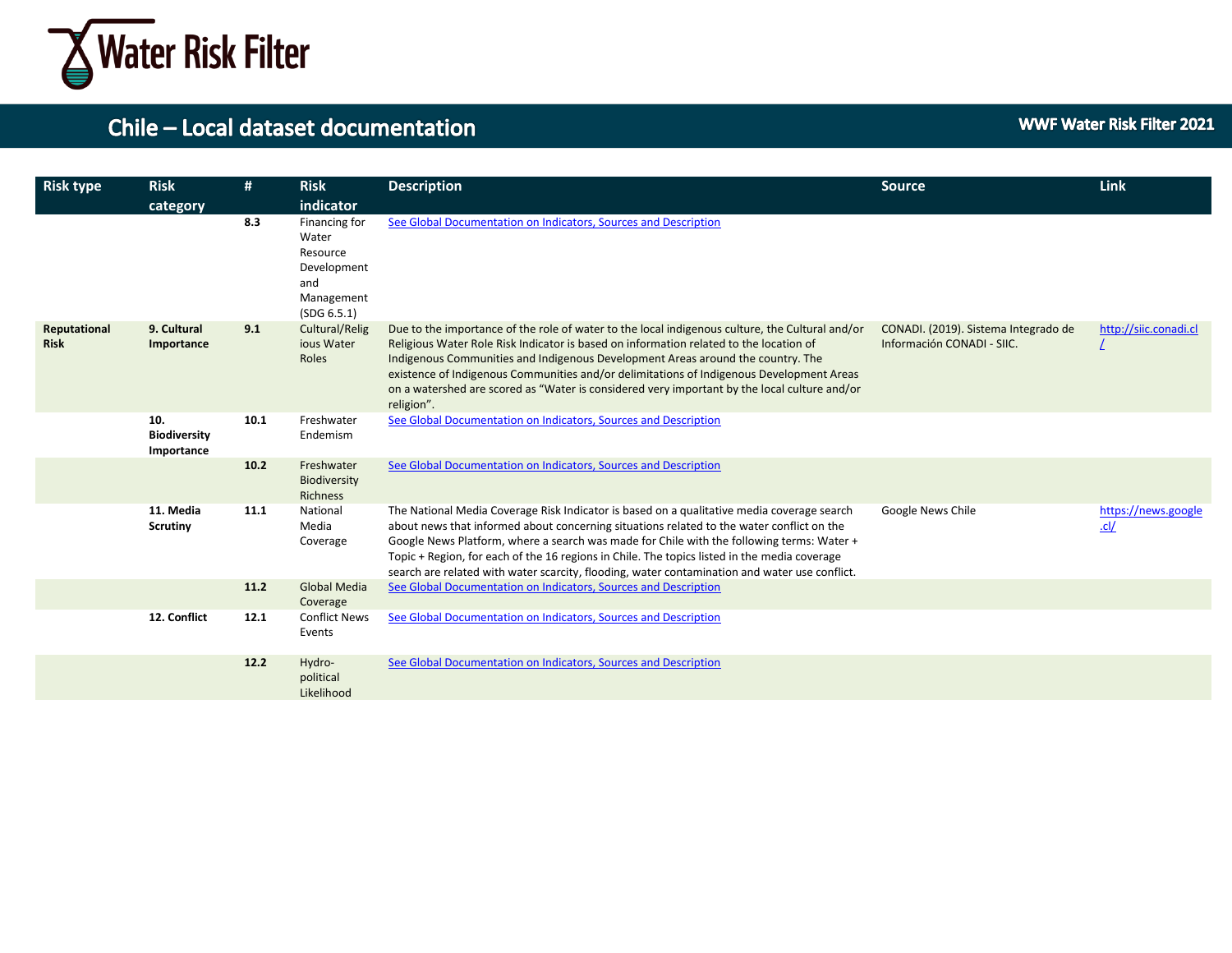## Chile – Local dataset documentation

WWF Water Risk Filter 2021

| Risk type | Risk category | # | Risk indicator | Description | Source | Link |
|---|---|---|---|---|---|---|
| | | 8.3 | Financing for Water Resource Development and Management (SDG 6.5.1) | See Global Documentation on Indicators, Sources and Description | | |
| Reputational Risk | 9. Cultural Importance | 9.1 | Cultural/Religious Water Roles | Due to the importance of the role of water to the local indigenous culture, the Cultural and/or Religious Water Role Risk Indicator is based on information related to the location of Indigenous Communities and Indigenous Development Areas around the country. The existence of Indigenous Communities and/or delimitations of Indigenous Development Areas on a watershed are scored as "Water is considered very important by the local culture and/or religion". | CONADI. (2019). Sistema Integrado de Información CONADI - SIIC. | http://siic.conadi.cl/ |
| | 10. Biodiversity Importance | 10.1 | Freshwater Endemism | See Global Documentation on Indicators, Sources and Description | | |
| | | 10.2 | Freshwater Biodiversity Richness | See Global Documentation on Indicators, Sources and Description | | |
| | 11. Media Scrutiny | 11.1 | National Media Coverage | The National Media Coverage Risk Indicator is based on a qualitative media coverage search about news that informed about concerning situations related to the water conflict on the Google News Platform, where a search was made for Chile with the following terms: Water + Topic + Region, for each of the 16 regions in Chile. The topics listed in the media coverage search are related with water scarcity, flooding, water contamination and water use conflict. | Google News Chile | https://news.google.cl/ |
| | | 11.2 | Global Media Coverage | See Global Documentation on Indicators, Sources and Description | | |
| | 12. Conflict | 12.1 | Conflict News Events | See Global Documentation on Indicators, Sources and Description | | |
| | | 12.2 | Hydro-political Likelihood | See Global Documentation on Indicators, Sources and Description | | |